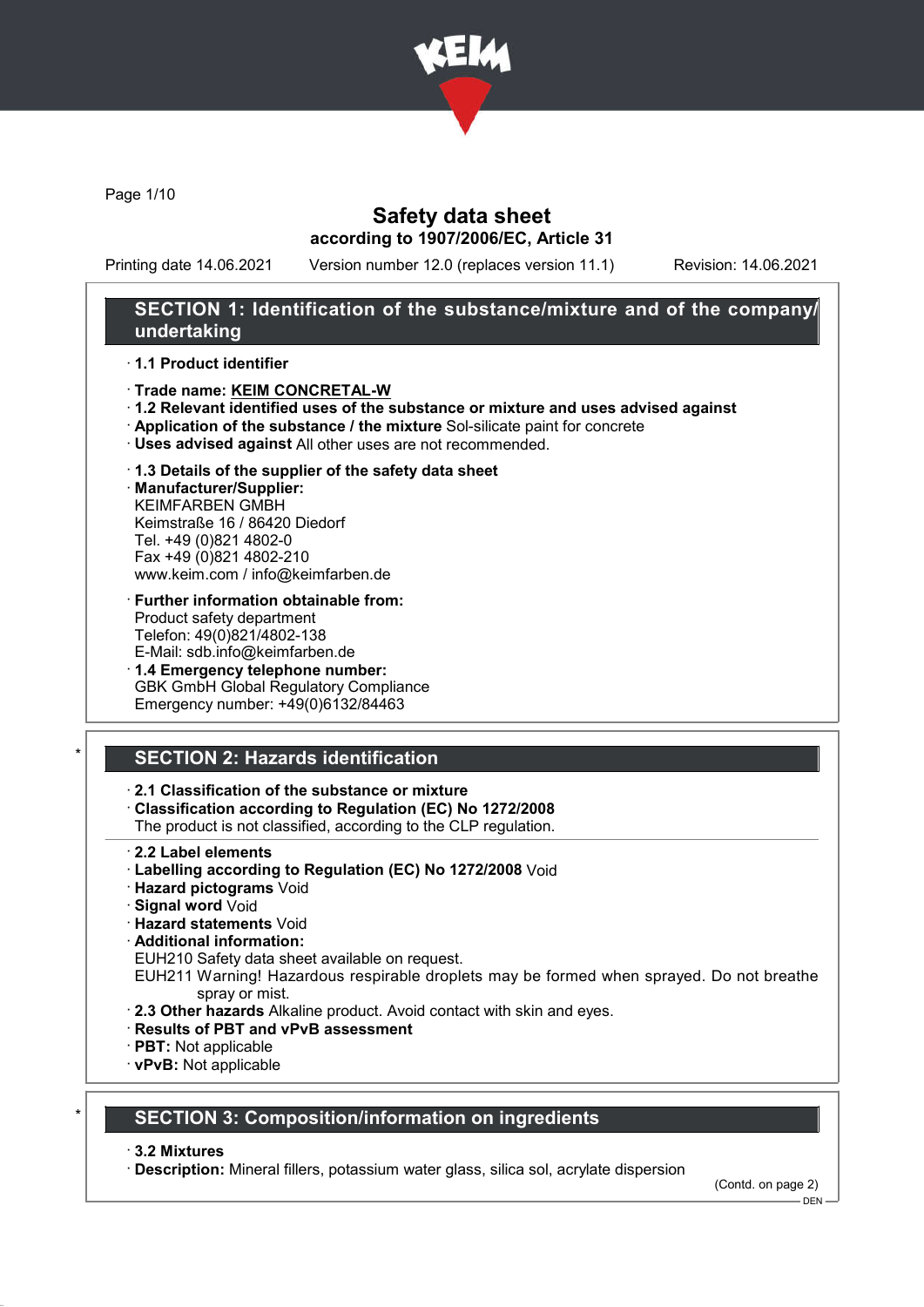# Safety data sheet

**according to 1907/2006/EC, Article 31**

Printing date 14.06.2021    Version number 12.0 (replaces version 11.1)    Revision: 14.06.2021

## SECTION 1: Identification of the substance/mixture and of the company/undertaking

· **1.1 Product identifier**

· **Trade name: KEIM CONCRETAL-W**

· **1.2 Relevant identified uses of the substance or mixture and uses advised against**

· **Application of the substance / the mixture** Sol-silicate paint for concrete

· **Uses advised against** All other uses are not recommended.

· **1.3 Details of the supplier of the safety data sheet**

· **Manufacturer/Supplier:**

KEIMFARBEN GMBH
Keimstraße 16 / 86420 Diedorf
Tel. +49 (0)821 4802-0
Fax +49 (0)821 4802-210
www.keim.com / info@keimfarben.de

· **Further information obtainable from:**

Product safety department
Telefon: 49(0)821/4802-138
E-Mail: sdb.info@keimfarben.de

· **1.4 Emergency telephone number:**

GBK GmbH Global Regulatory Compliance
Emergency number: +49(0)6132/84463

## SECTION 2: Hazards identification

· **2.1 Classification of the substance or mixture**

· **Classification according to Regulation (EC) No 1272/2008**

The product is not classified, according to the CLP regulation.

· **2.2 Label elements**

· **Labelling according to Regulation (EC) No 1272/2008** Void

· **Hazard pictograms** Void

· **Signal word** Void

· **Hazard statements** Void

· **Additional information:**

EUH210 Safety data sheet available on request.

EUH211 Warning! Hazardous respirable droplets may be formed when sprayed. Do not breathe spray or mist.

· **2.3 Other hazards** Alkaline product. Avoid contact with skin and eyes.

· **Results of PBT and vPvB assessment**

· **PBT:** Not applicable

· **vPvB:** Not applicable

## SECTION 3: Composition/information on ingredients

· **3.2 Mixtures**

· **Description:** Mineral fillers, potassium water glass, silica sol, acrylate dispersion

(Contd. on page 2)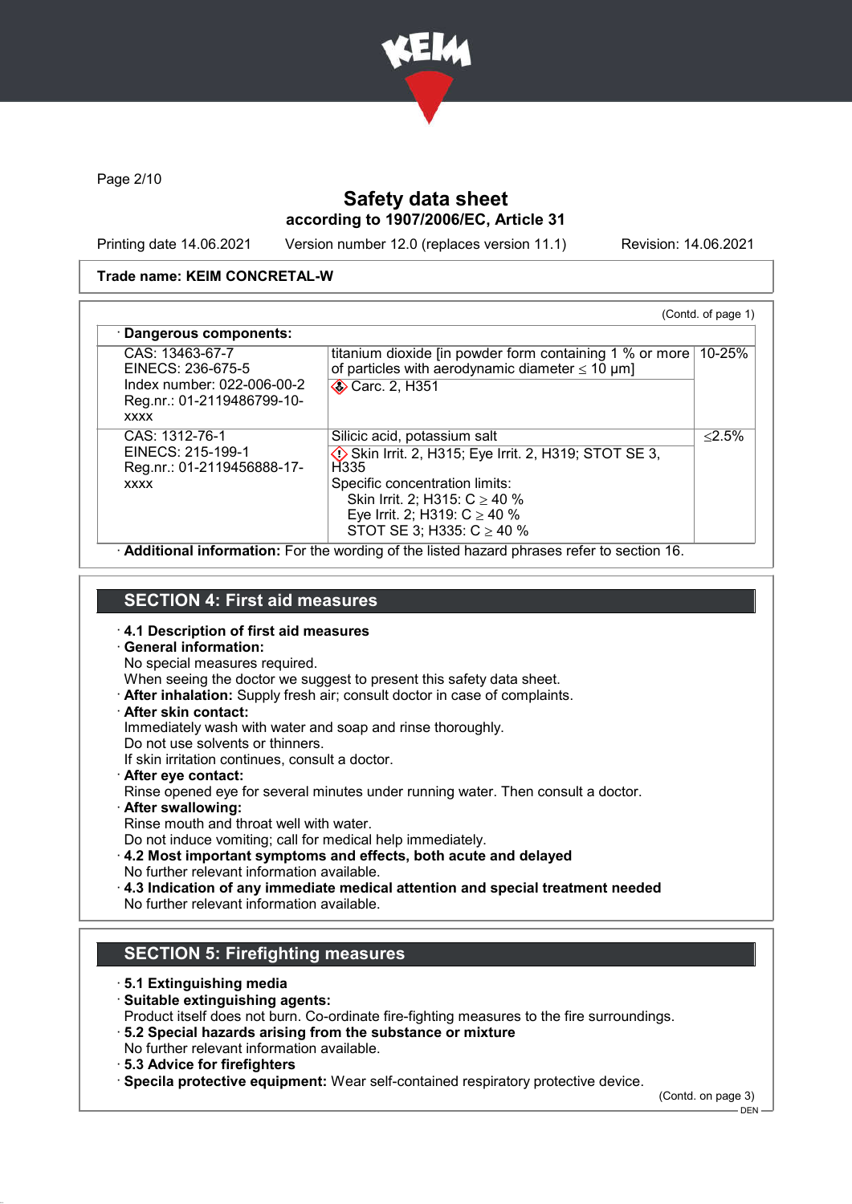# Safety data sheet

**according to 1907/2006/EC, Article 31**

Printing date 14.06.2021 Version number 12.0 (replaces version 11.1) Revision: 14.06.2021

**Trade name: KEIM CONCRETAL-W**

(Contd. of page 1)

· **Dangerous components:**

| | | |
|---|---|---|
| CAS: 13463-67-7<br>EINECS: 236-675-5<br>Index number: 022-006-00-2<br>Reg.nr.: 01-2119486799-10-xxxx | titanium dioxide [in powder form containing 1 % or more of particles with aerodynamic diameter ≤ 10 μm]<br>Carc. 2, H351 | 10-25% |
| CAS: 1312-76-1<br>EINECS: 215-199-1<br>Reg.nr.: 01-2119456888-17-xxxx | Silicic acid, potassium salt<br>Skin Irrit. 2, H315; Eye Irrit. 2, H319; STOT SE 3, H335<br>Specific concentration limits:<br>Skin Irrit. 2; H315: C ≥ 40 %<br>Eye Irrit. 2; H319: C ≥ 40 %<br>STOT SE 3; H335: C ≥ 40 % | ≤2.5% |

· **Additional information:** For the wording of the listed hazard phrases refer to section 16.

## SECTION 4: First aid measures

· **4.1 Description of first aid measures**

· **General information:**
No special measures required.
When seeing the doctor we suggest to present this safety data sheet.

· **After inhalation:** Supply fresh air; consult doctor in case of complaints.

· **After skin contact:**
Immediately wash with water and soap and rinse thoroughly.
Do not use solvents or thinners.
If skin irritation continues, consult a doctor.

· **After eye contact:**
Rinse opened eye for several minutes under running water. Then consult a doctor.

· **After swallowing:**
Rinse mouth and throat well with water.
Do not induce vomiting; call for medical help immediately.

· **4.2 Most important symptoms and effects, both acute and delayed**
No further relevant information available.

· **4.3 Indication of any immediate medical attention and special treatment needed**
No further relevant information available.

## SECTION 5: Firefighting measures

· **5.1 Extinguishing media**

· **Suitable extinguishing agents:**
Product itself does not burn. Co-ordinate fire-fighting measures to the fire surroundings.

· **5.2 Special hazards arising from the substance or mixture**
No further relevant information available.

· **5.3 Advice for firefighters**

· **Specila protective equipment:** Wear self-contained respiratory protective device.

(Contd. on page 3)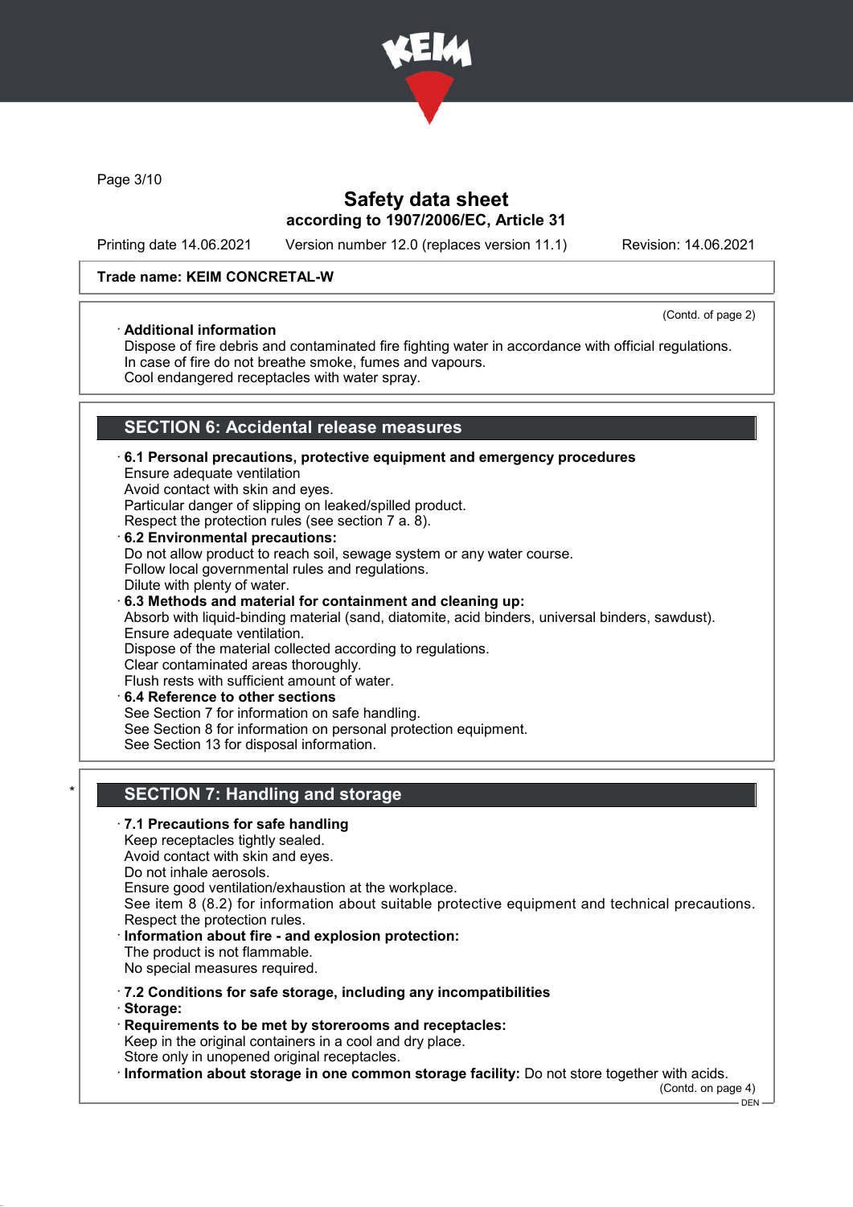(Contd. of page 2)

· **Additional information**
Dispose of fire debris and contaminated fire fighting water in accordance with official regulations.
In case of fire do not breathe smoke, fumes and vapours.
Cool endangered receptacles with water spray.

## SECTION 6: Accidental release measures

· **6.1 Personal precautions, protective equipment and emergency procedures**
Ensure adequate ventilation
Avoid contact with skin and eyes.
Particular danger of slipping on leaked/spilled product.
Respect the protection rules (see section 7 a. 8).

· **6.2 Environmental precautions:**
Do not allow product to reach soil, sewage system or any water course.
Follow local governmental rules and regulations.
Dilute with plenty of water.

· **6.3 Methods and material for containment and cleaning up:**
Absorb with liquid-binding material (sand, diatomite, acid binders, universal binders, sawdust).
Ensure adequate ventilation.
Dispose of the material collected according to regulations.
Clear contaminated areas thoroughly.
Flush rests with sufficient amount of water.

· **6.4 Reference to other sections**
See Section 7 for information on safe handling.
See Section 8 for information on personal protection equipment.
See Section 13 for disposal information.

## * SECTION 7: Handling and storage

· **7.1 Precautions for safe handling**
Keep receptacles tightly sealed.
Avoid contact with skin and eyes.
Do not inhale aerosols.
Ensure good ventilation/exhaustion at the workplace.
See item 8 (8.2) for information about suitable protective equipment and technical precautions.
Respect the protection rules.

· **Information about fire - and explosion protection:**
The product is not flammable.
No special measures required.

· **7.2 Conditions for safe storage, including any incompatibilities**
· **Storage:**
· **Requirements to be met by storerooms and receptacles:**
Keep in the original containers in a cool and dry place.
Store only in unopened original receptacles.
· **Information about storage in one common storage facility:** Do not store together with acids.

(Contd. on page 4)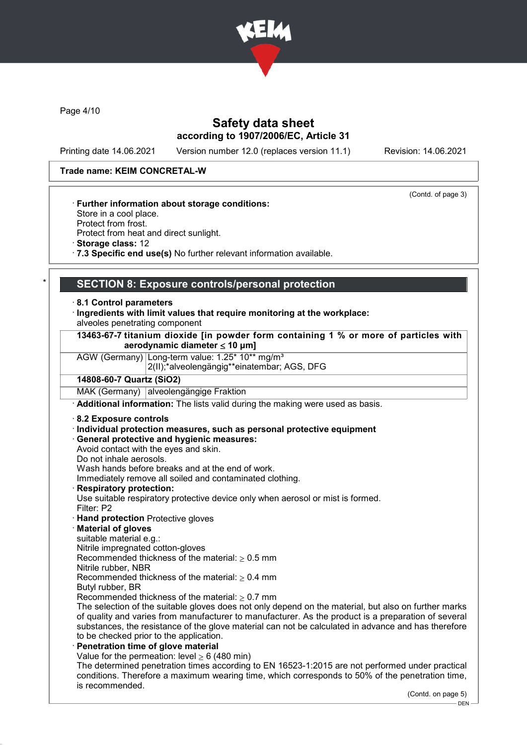Trade name: KEIM CONCRETAL-W

(Contd. of page 3)

· **Further information about storage conditions:**
Store in a cool place.
Protect from frost.
Protect from heat and direct sunlight.
· **Storage class:** 12
· **7.3 Specific end use(s)** No further relevant information available.

## SECTION 8: Exposure controls/personal protection

· **8.1 Control parameters**
· **Ingredients with limit values that require monitoring at the workplace:**
alveoles penetrating component

| | |
|---|---|
| **13463-67-7 titanium dioxide [in powder form containing 1 % or more of particles with aerodynamic diameter ≤ 10 μm]** | |
| AGW (Germany) | Long-term value: 1.25* 10** mg/m³<br>2(II);*alveolengängig**einatembar; AGS, DFG |
| **14808-60-7 Quartz ($SiO_2$)** | |
| MAK (Germany) | alveolengängige Fraktion |

· **Additional information:** The lists valid during the making were used as basis.

· **8.2 Exposure controls**
· **Individual protection measures, such as personal protective equipment**
· **General protective and hygienic measures:**
Avoid contact with the eyes and skin.
Do not inhale aerosols.
Wash hands before breaks and at the end of work.
Immediately remove all soiled and contaminated clothing.
· **Respiratory protection:**
Use suitable respiratory protective device only when aerosol or mist is formed.
Filter: P2
· **Hand protection** Protective gloves
· **Material of gloves**
suitable material e.g.:
Nitrile impregnated cotton-gloves
Recommended thickness of the material: ≥ 0.5 mm
Nitrile rubber, NBR
Recommended thickness of the material: ≥ 0.4 mm
Butyl rubber, BR
Recommended thickness of the material: ≥ 0.7 mm
The selection of the suitable gloves does not only depend on the material, but also on further marks of quality and varies from manufacturer to manufacturer. As the product is a preparation of several substances, the resistance of the glove material can not be calculated in advance and has therefore to be checked prior to the application.
· **Penetration time of glove material**
Value for the permeation: level ≥ 6 (480 min)
The determined penetration times according to EN 16523-1:2015 are not performed under practical conditions. Therefore a maximum wearing time, which corresponds to 50% of the penetration time, is recommended.

(Contd. on page 5)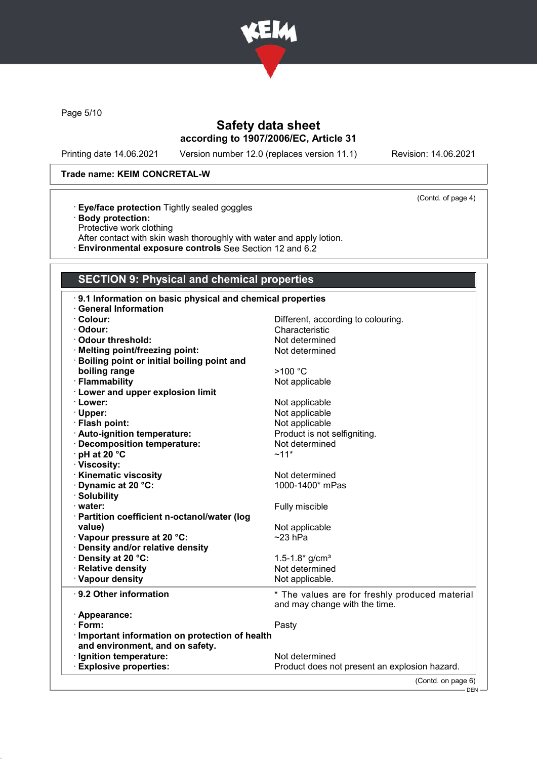Trade name: KEIM CONCRETAL-W

(Contd. of page 4)

· **Eye/face protection** Tightly sealed goggles
· **Body protection:**
Protective work clothing
After contact with skin wash thoroughly with water and apply lotion.
· **Environmental exposure controls** See Section 12 and 6.2

## SECTION 9: Physical and chemical properties

· **9.1 Information on basic physical and chemical properties**
· **General Information**

| | |
|---|---|
| · **Colour:** | Different, according to colouring. |
| · **Odour:** | Characteristic |
| · **Odour threshold:** | Not determined |
| · **Melting point/freezing point:** | Not determined |
| · **Boiling point or initial boiling point and boiling range** | >100 °C |
| · **Flammability** | Not applicable |
| · **Lower and upper explosion limit** | |
| · **Lower:** | Not applicable |
| · **Upper:** | Not applicable |
| · **Flash point:** | Not applicable |
| · **Auto-ignition temperature:** | Product is not selfigniting. |
| · **Decomposition temperature:** | Not determined |
| · **pH at 20 °C** | ~11* |
| · **Viscosity:** | |
| · **Kinematic viscosity** | Not determined |
| · **Dynamic at 20 °C:** | 1000-1400* mPas |
| · **Solubility** | |
| · **water:** | Fully miscible |
| · **Partition coefficient n-octanol/water (log value)** | Not applicable |
| · **Vapour pressure at 20 °C:** | ~23 hPa |
| · **Density and/or relative density** | |
| · **Density at 20 °C:** | 1.5-1.8* g/cm³ |
| · **Relative density** | Not determined |
| · **Vapour density** | Not applicable. |

| | |
|---|---|
| · **9.2 Other information** | * The values are for freshly produced material and may change with the time. |
| · **Appearance:** | |
| · **Form:** | Pasty |
| · **Important information on protection of health and environment, and on safety.** | |
| · **Ignition temperature:** | Not determined |
| · **Explosive properties:** | Product does not present an explosion hazard. |

(Contd. on page 6)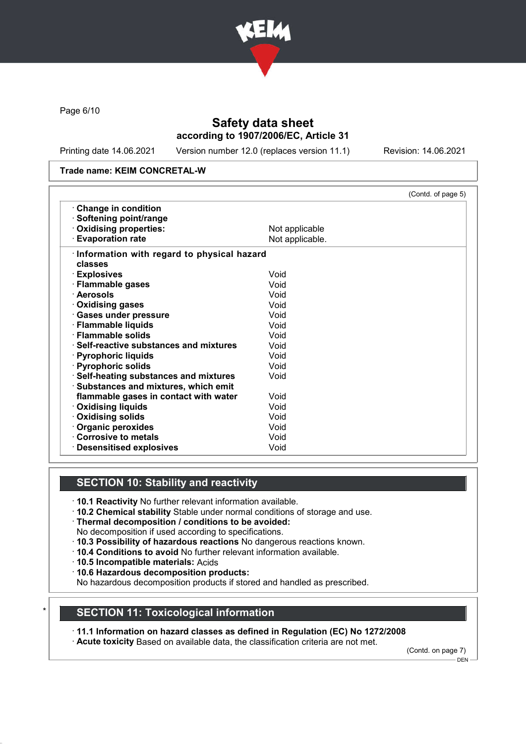Trade name: KEIM CONCRETAL-W

(Contd. of page 5)

| | |
|---|---|
| · **Change in condition** | |
| · **Softening point/range** | |
| · **Oxidising properties:** | Not applicable |
| · **Evaporation rate** | Not applicable. |

| | |
|---|---|
| · **Information with regard to physical hazard classes** | |
| · **Explosives** | Void |
| · **Flammable gases** | Void |
| · **Aerosols** | Void |
| · **Oxidising gases** | Void |
| · **Gases under pressure** | Void |
| · **Flammable liquids** | Void |
| · **Flammable solids** | Void |
| · **Self-reactive substances and mixtures** | Void |
| · **Pyrophoric liquids** | Void |
| · **Pyrophoric solids** | Void |
| · **Self-heating substances and mixtures** | Void |
| · **Substances and mixtures, which emit flammable gases in contact with water** | Void |
| · **Oxidising liquids** | Void |
| · **Oxidising solids** | Void |
| · **Organic peroxides** | Void |
| · **Corrosive to metals** | Void |
| · **Desensitised explosives** | Void |

## SECTION 10: Stability and reactivity

· **10.1 Reactivity** No further relevant information available.
· **10.2 Chemical stability** Stable under normal conditions of storage and use.
· **Thermal decomposition / conditions to be avoided:**
No decomposition if used according to specifications.
· **10.3 Possibility of hazardous reactions** No dangerous reactions known.
· **10.4 Conditions to avoid** No further relevant information available.
· **10.5 Incompatible materials:** Acids
· **10.6 Hazardous decomposition products:**
No hazardous decomposition products if stored and handled as prescribed.

## * SECTION 11: Toxicological information

· **11.1 Information on hazard classes as defined in Regulation (EC) No 1272/2008**
· **Acute toxicity** Based on available data, the classification criteria are not met.

(Contd. on page 7)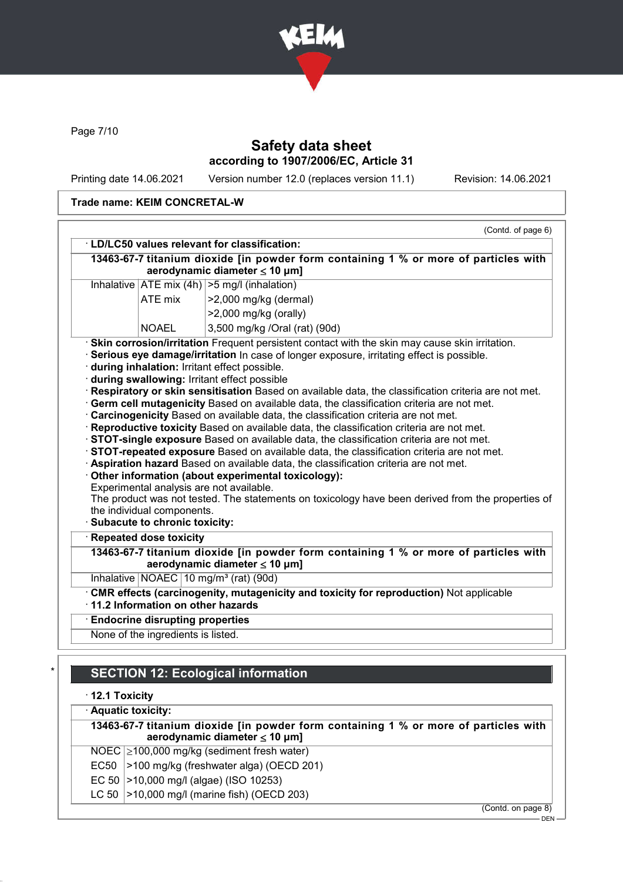Trade name: KEIM CONCRETAL-W

(Contd. of page 6)

· **LD/LC50 values relevant for classification:**

**13463-67-7 titanium dioxide [in powder form containing 1 % or more of particles with aerodynamic diameter ≤ 10 μm]**

| | | |
|---|---|---|
| Inhalative | ATE mix (4h) | >5 mg/l (inhalation) |
| | ATE mix | >2,000 mg/kg (dermal) |
| | | >2,000 mg/kg (orally) |
| | NOAEL | 3,500 mg/kg /Oral (rat) (90d) |

· **Skin corrosion/irritation** Frequent persistent contact with the skin may cause skin irritation.
· **Serious eye damage/irritation** In case of longer exposure, irritating effect is possible.
· **during inhalation:** Irritant effect possible.
· **during swallowing:** Irritant effect possible
· **Respiratory or skin sensitisation** Based on available data, the classification criteria are not met.
· **Germ cell mutagenicity** Based on available data, the classification criteria are not met.
· **Carcinogenicity** Based on available data, the classification criteria are not met.
· **Reproductive toxicity** Based on available data, the classification criteria are not met.
· **STOT-single exposure** Based on available data, the classification criteria are not met.
· **STOT-repeated exposure** Based on available data, the classification criteria are not met.
· **Aspiration hazard** Based on available data, the classification criteria are not met.
· **Other information (about experimental toxicology):**
Experimental analysis are not available.
The product was not tested. The statements on toxicology have been derived from the properties of the individual components.
· **Subacute to chronic toxicity:**

· **Repeated dose toxicity**

**13463-67-7 titanium dioxide [in powder form containing 1 % or more of particles with aerodynamic diameter ≤ 10 μm]**

| | | |
|---|---|---|
| Inhalative | NOAEC | 10 mg/m³ (rat) (90d) |

· **CMR effects (carcinogenity, mutagenicity and toxicity for reproduction)** Not applicable
· **11.2 Information on other hazards**

· **Endocrine disrupting properties**

None of the ingredients is listed.

## SECTION 12: Ecological information

· **12.1 Toxicity**

· **Aquatic toxicity:**

**13463-67-7 titanium dioxide [in powder form containing 1 % or more of particles with aerodynamic diameter ≤ 10 μm]**

| | |
|---|---|
| NOEC | ≥100,000 mg/kg (sediment fresh water) |
| EC50 | >100 mg/kg (freshwater alga) (OECD 201) |
| EC 50 | >10,000 mg/l (algae) (ISO 10253) |
| LC 50 | >10,000 mg/l (marine fish) (OECD 203) |

(Contd. on page 8)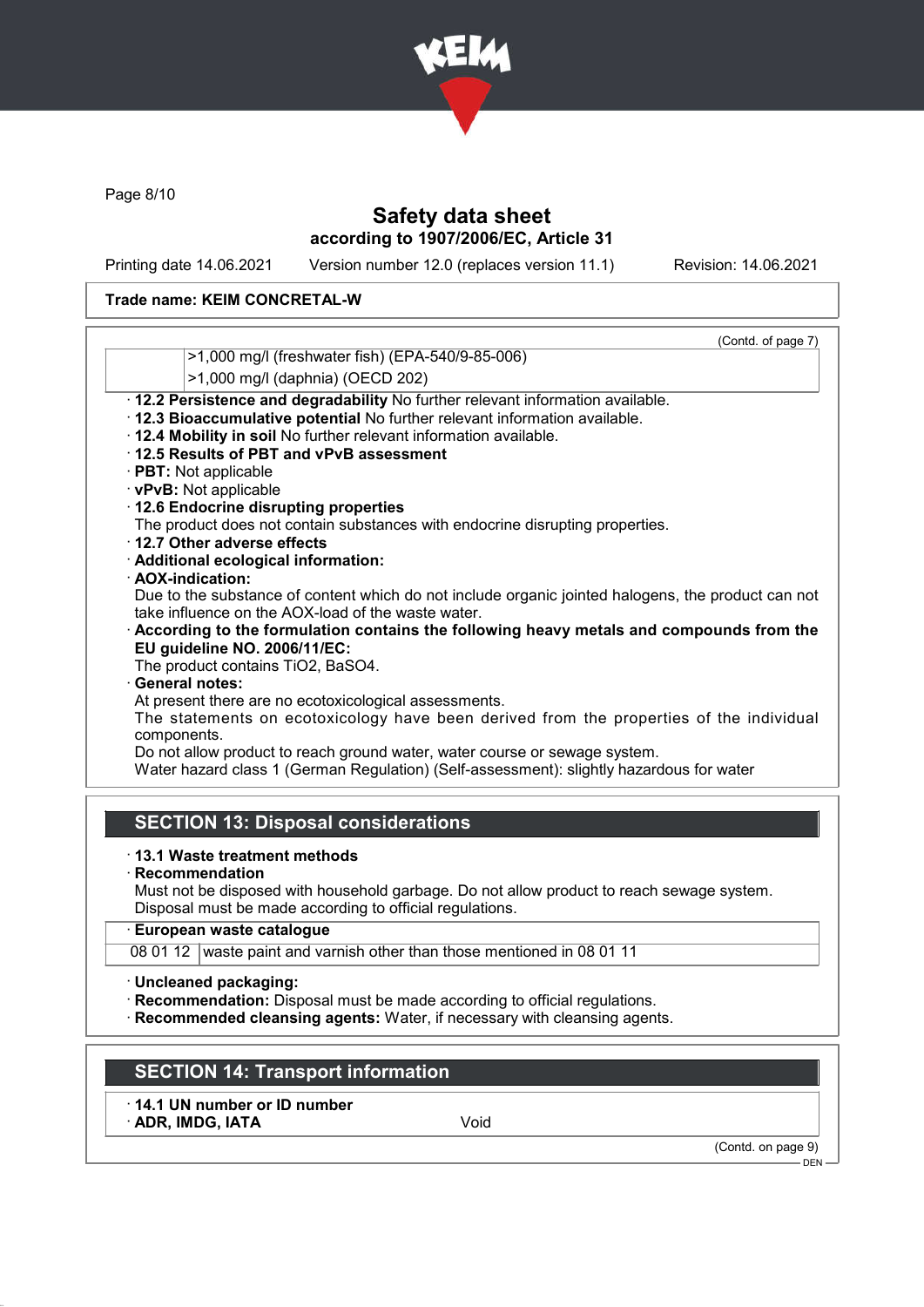Trade name: KEIM CONCRETAL-W

(Contd. of page 7)

| | |
|---|---|
| | >1,000 mg/l (freshwater fish) (EPA-540/9-85-006) |
| | >1,000 mg/l (daphnia) (OECD 202) |

· **12.2 Persistence and degradability** No further relevant information available.
· **12.3 Bioaccumulative potential** No further relevant information available.
· **12.4 Mobility in soil** No further relevant information available.
· **12.5 Results of PBT and vPvB assessment**
· **PBT:** Not applicable
· **vPvB:** Not applicable
· **12.6 Endocrine disrupting properties**
The product does not contain substances with endocrine disrupting properties.
· **12.7 Other adverse effects**
· **Additional ecological information:**
· **AOX-indication:**
Due to the substance of content which do not include organic jointed halogens, the product can not take influence on the AOX-load of the waste water.
· **According to the formulation contains the following heavy metals and compounds from the EU guideline NO. 2006/11/EC:**
The product contains $TiO_2$, $BaSO_4$.
· **General notes:**
At present there are no ecotoxicological assessments.
The statements on ecotoxicology have been derived from the properties of the individual components.
Do not allow product to reach ground water, water course or sewage system.
Water hazard class 1 (German Regulation) (Self-assessment): slightly hazardous for water

## SECTION 13: Disposal considerations

· **13.1 Waste treatment methods**
· **Recommendation**
Must not be disposed with household garbage. Do not allow product to reach sewage system.
Disposal must be made according to official regulations.

· **European waste catalogue**

| | |
|---|---|
| 08 01 12 | waste paint and varnish other than those mentioned in 08 01 11 |

· **Uncleaned packaging:**
· **Recommendation:** Disposal must be made according to official regulations.
· **Recommended cleansing agents:** Water, if necessary with cleansing agents.

## SECTION 14: Transport information

· **14.1 UN number or ID number**
· **ADR, IMDG, IATA** Void

(Contd. on page 9)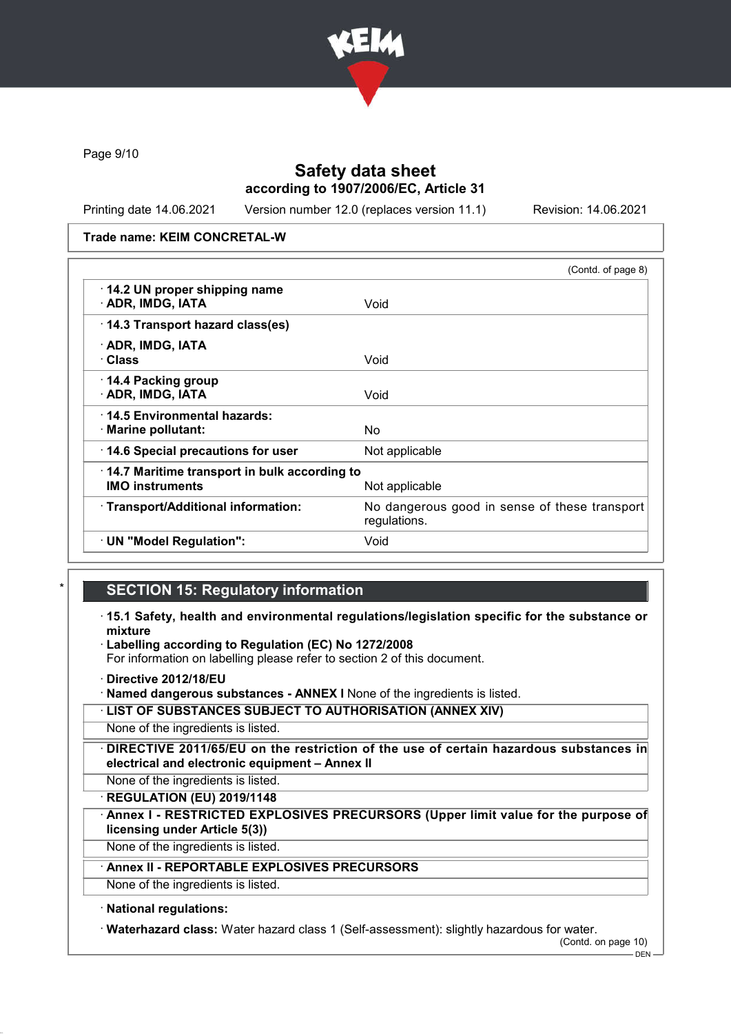Safety data sheet
according to 1907/2006/EC, Article 31

Printing date 14.06.2021 Version number 12.0 (replaces version 11.1) Revision: 14.06.2021

**Trade name: KEIM CONCRETAL-W**

(Contd. of page 8)

| | |
|---|---|
| · **14.2 UN proper shipping name**<br>· **ADR, IMDG, IATA** | Void |
| · **14.3 Transport hazard class(es)**<br>· **ADR, IMDG, IATA**<br>· **Class** | Void |
| · **14.4 Packing group**<br>· **ADR, IMDG, IATA** | Void |
| · **14.5 Environmental hazards:**<br>· **Marine pollutant:** | No |
| · **14.6 Special precautions for user** | Not applicable |
| · **14.7 Maritime transport in bulk according to IMO instruments** | Not applicable |
| · **Transport/Additional information:** | No dangerous good in sense of these transport regulations. |
| · **UN "Model Regulation":** | Void |

## SECTION 15: Regulatory information

· **15.1 Safety, health and environmental regulations/legislation specific for the substance or mixture**
· **Labelling according to Regulation (EC) No 1272/2008**
For information on labelling please refer to section 2 of this document.

· **Directive 2012/18/EU**
· **Named dangerous substances - ANNEX I** None of the ingredients is listed.

· **LIST OF SUBSTANCES SUBJECT TO AUTHORISATION (ANNEX XIV)**
None of the ingredients is listed.

· **DIRECTIVE 2011/65/EU on the restriction of the use of certain hazardous substances in electrical and electronic equipment – Annex II**
None of the ingredients is listed.

· **REGULATION (EU) 2019/1148**

· **Annex I - RESTRICTED EXPLOSIVES PRECURSORS (Upper limit value for the purpose of licensing under Article 5(3))**
None of the ingredients is listed.

· **Annex II - REPORTABLE EXPLOSIVES PRECURSORS**
None of the ingredients is listed.

· **National regulations:**

· **Waterhazard class:** Water hazard class 1 (Self-assessment): slightly hazardous for water.

(Contd. on page 10)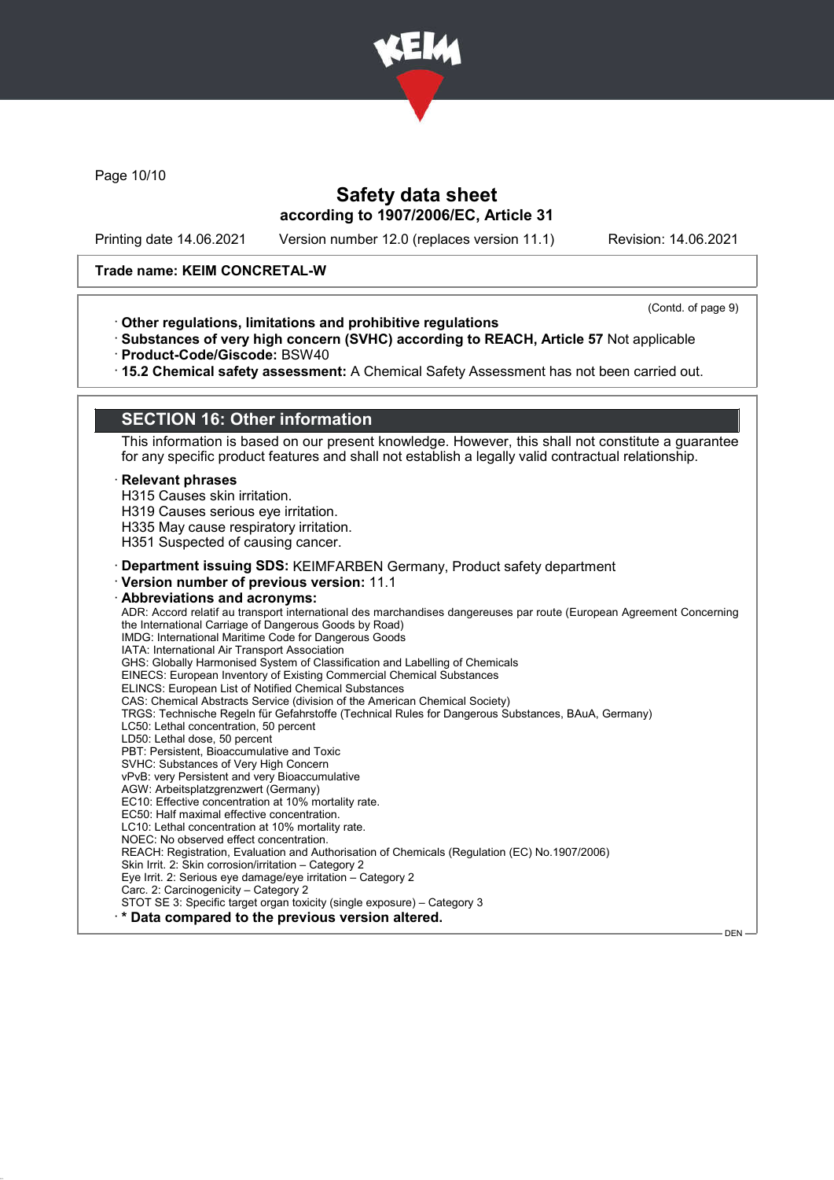# Safety data sheet
## according to 1907/2006/EC, Article 31

Printing date 14.06.2021 Version number 12.0 (replaces version 11.1) Revision: 14.06.2021

**Trade name: KEIM CONCRETAL-W**

(Contd. of page 9)

· **Other regulations, limitations and prohibitive regulations**
· **Substances of very high concern (SVHC) according to REACH, Article 57** Not applicable
· **Product-Code/Giscode:** BSW40
· **15.2 Chemical safety assessment:** A Chemical Safety Assessment has not been carried out.

## SECTION 16: Other information

This information is based on our present knowledge. However, this shall not constitute a guarantee for any specific product features and shall not establish a legally valid contractual relationship.

· **Relevant phrases**
H315 Causes skin irritation.
H319 Causes serious eye irritation.
H335 May cause respiratory irritation.
H351 Suspected of causing cancer.

· **Department issuing SDS:** KEIMFARBEN Germany, Product safety department
· **Version number of previous version:** 11.1
· **Abbreviations and acronyms:**
ADR: Accord relatif au transport international des marchandises dangereuses par route (European Agreement Concerning the International Carriage of Dangerous Goods by Road)
IMDG: International Maritime Code for Dangerous Goods
IATA: International Air Transport Association
GHS: Globally Harmonised System of Classification and Labelling of Chemicals
EINECS: European Inventory of Existing Commercial Chemical Substances
ELINCS: European List of Notified Chemical Substances
CAS: Chemical Abstracts Service (division of the American Chemical Society)
TRGS: Technische Regeln für Gefahrstoffe (Technical Rules for Dangerous Substances, BAuA, Germany)
LC50: Lethal concentration, 50 percent
LD50: Lethal dose, 50 percent
PBT: Persistent, Bioaccumulative and Toxic
SVHC: Substances of Very High Concern
vPvB: very Persistent and very Bioaccumulative
AGW: Arbeitsplatzgrenzwert (Germany)
EC10: Effective concentration at 10% mortality rate.
EC50: Half maximal effective concentration.
LC10: Lethal concentration at 10% mortality rate.
NOEC: No observed effect concentration.
REACH: Registration, Evaluation and Authorisation of Chemicals (Regulation (EC) No.1907/2006)
Skin Irrit. 2: Skin corrosion/irritation – Category 2
Eye Irrit. 2: Serious eye damage/eye irritation – Category 2
Carc. 2: Carcinogenicity – Category 2
STOT SE 3: Specific target organ toxicity (single exposure) – Category 3

· **\* Data compared to the previous version altered.**